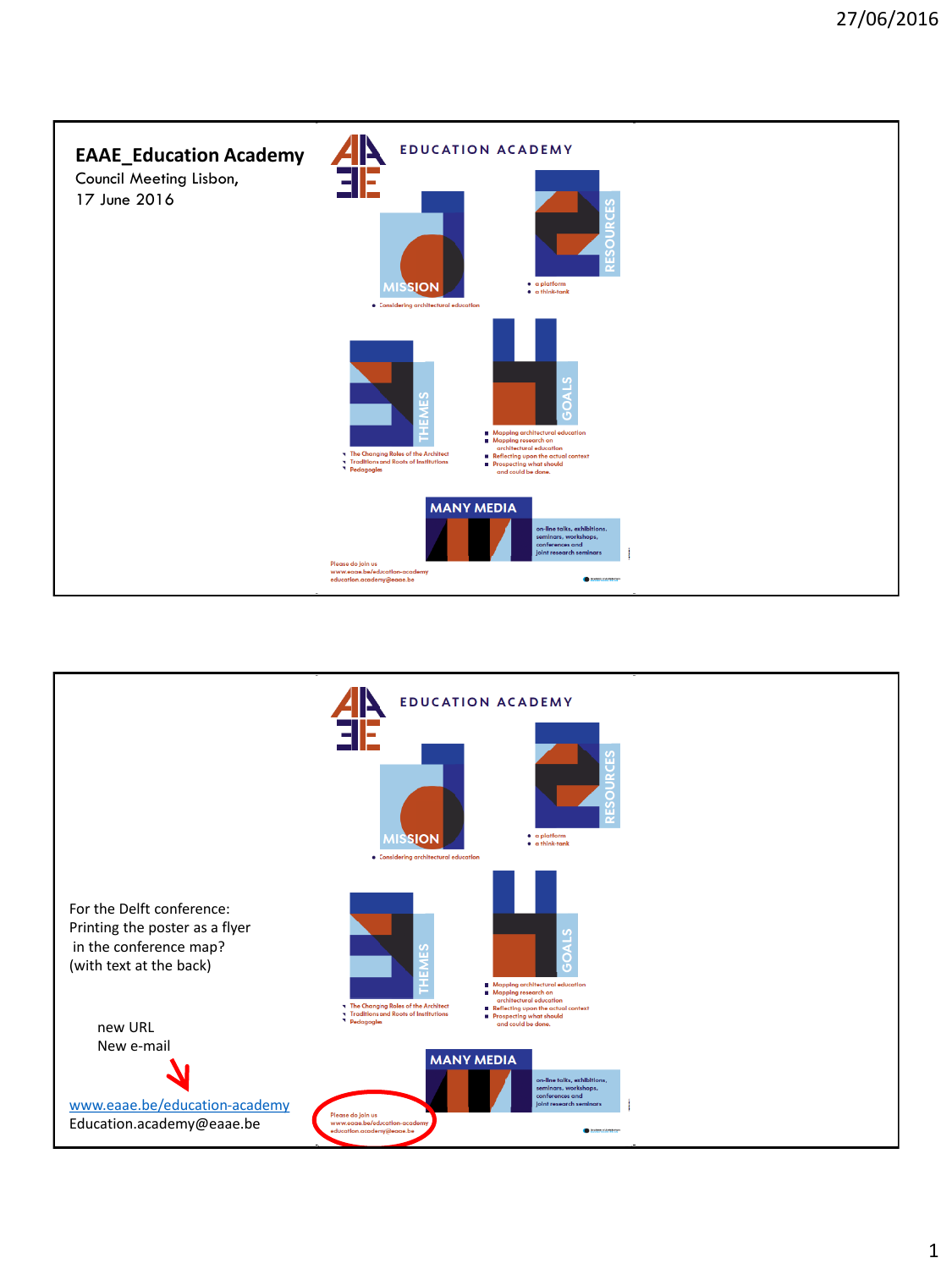## Slide 1

**EAAE_Education Academy**

Council Meeting Lisbon,
17 June 2016

EDUCATION ACADEMY

MISSION
- Considering architectural education

RESOURCES
- a platform
- a think-tank

THEMES
- The Changing Roles of the Architect
- Traditions and Roots of Institutions
- Pedagogies

GOALS
- Mapping architectural education
- Mapping research on architectural education
- Reflecting upon the actual context
- Prospecting what should and could be done.

MANY MEDIA
on-line talks, exhibitions, seminars, workshops, conferences and joint research seminars

Please do join us
www.eaae.be/education-academy
education.academy@eaae.be

## Slide 2

For the Delft conference:
Printing the poster as a flyer in the conference map?
(with text at the back)

new URL
New e-mail

www.eaae.be/education-academy
Education.academy@eaae.be

EDUCATION ACADEMY

MISSION
- Considering architectural education

RESOURCES
- a platform
- a think-tank

THEMES
- The Changing Roles of the Architect
- Traditions and Roots of Institutions
- Pedagogies

GOALS
- Mapping architectural education
- Mapping research on architectural education
- Reflecting upon the actual context
- Prospecting what should and could be done.

MANY MEDIA
on-line talks, exhibitions, seminars, workshops, conferences and joint research seminars

Please do join us
www.eaae.be/education-academy
education.academy@eaae.be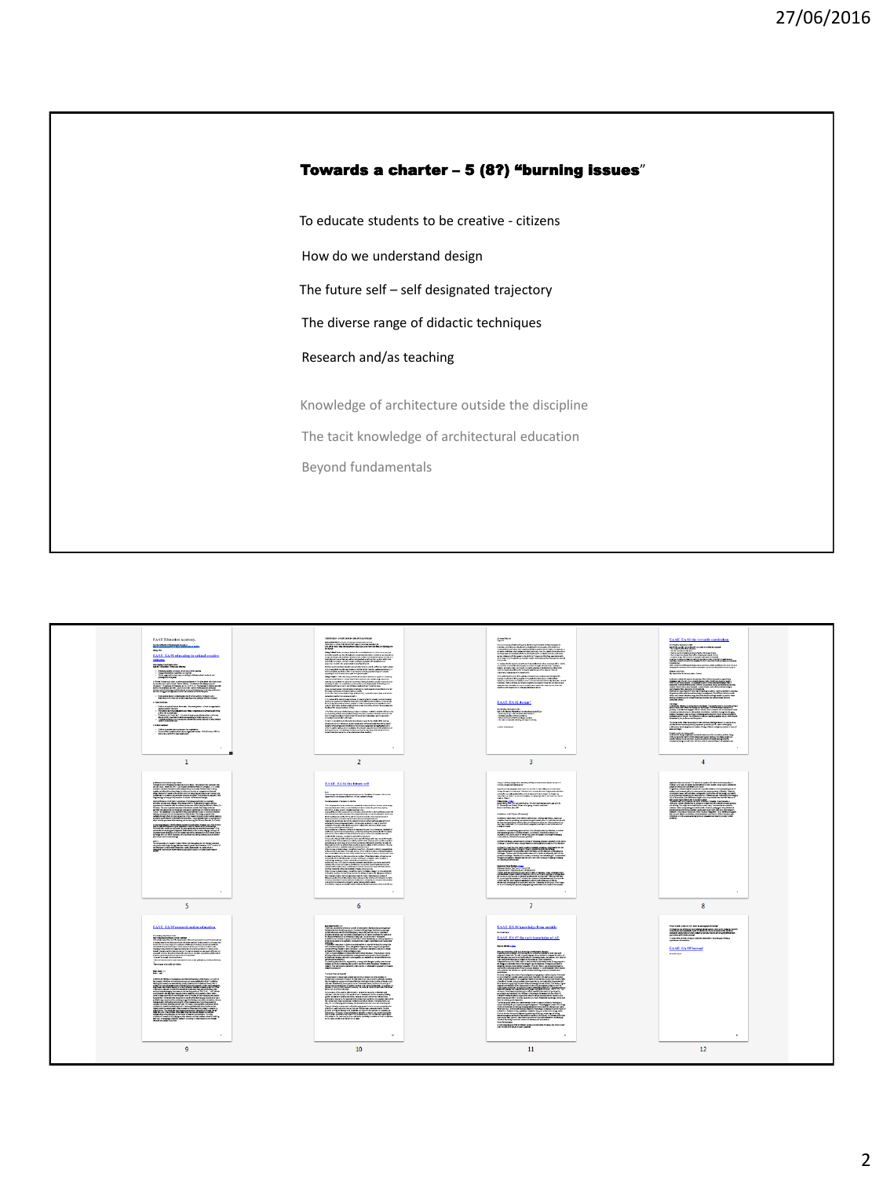## Towards a charter – 5 (8?) "burning issues"

To educate students to be creative - citizens

How do we understand design

The future self – self designated trajectory

The diverse range of didactic techniques

Research and/as teaching

Knowledge of architecture outside the discipline

The tacit knowledge of architectural education

Beyond fundamentals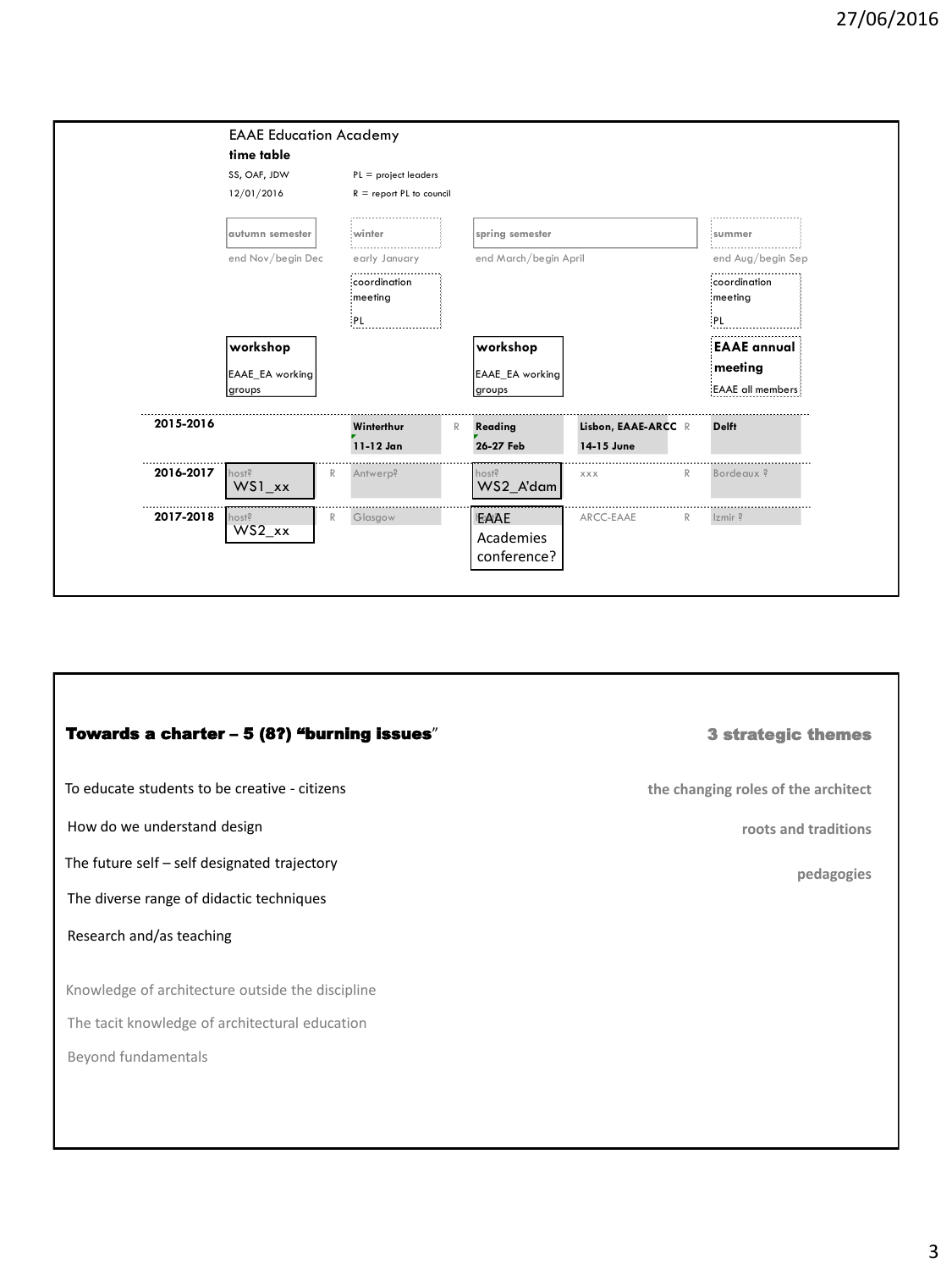EAAE Education Academy

**time table**

SS, OAF, JDW — PL = project leaders

12/01/2016 — R = report PL to council

| | autumn semester | | winter | | spring semester | | | summer |
|---|---|---|---|---|---|---|---|---|
| | end Nov/begin Dec | | early January | | end March/begin April | | | end Aug/begin Sep |
| | | | coordination meeting PL | | | | | coordination meeting PL |
| | **workshop** EAAE_EA working groups | | | | **workshop** EAAE_EA working groups | | | **EAAE annual meeting** EAAE all members |
| **2015-2016** | | | **Winterthur 11-12 Jan** | R | **Reading 26-27 Feb** | **Lisbon, EAAE-ARCC 14-15 June** | R | **Delft** |
| **2016-2017** | host? WS1_xx | R | Antwerp? | | host? WS2_A'dam | xxx | R | Bordeaux ? |
| **2017-2018** | host? WS2_xx | R | Glasgow | | EAAE Academies conference? | ARCC-EAAE | R | Izmir ? |

## Towards a charter – 5 (8?) "burning issues"

To educate students to be creative - citizens

How do we understand design

The future self – self designated trajectory

The diverse range of didactic techniques

Research and/as teaching

Knowledge of architecture outside the discipline

The tacit knowledge of architectural education

Beyond fundamentals

## 3 strategic themes

**the changing roles of the architect**

**roots and traditions**

**pedagogies**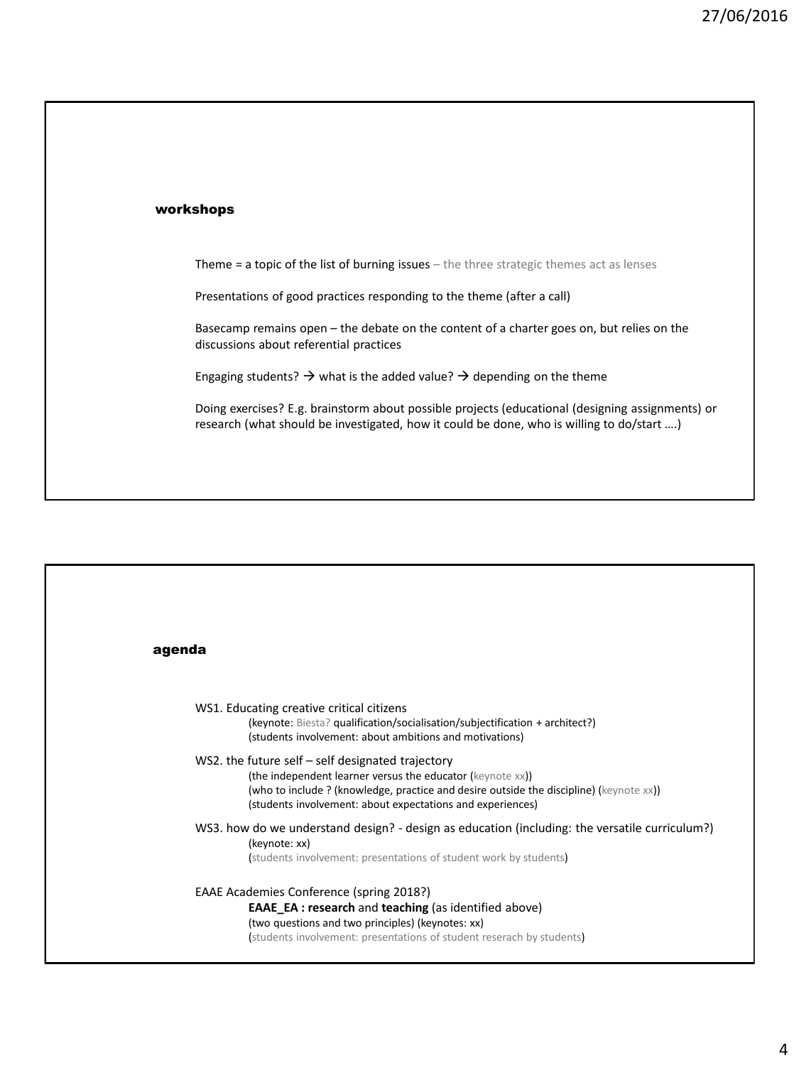## workshops

Theme = a topic of the list of burning issues – the three strategic themes act as lenses

Presentations of good practices responding to the theme (after a call)

Basecamp remains open – the debate on the content of a charter goes on, but relies on the discussions about referential practices

Engaging students? → what is the added value? → depending on the theme

Doing exercises? E.g. brainstorm about possible projects (educational (designing assignments) or research (what should be investigated, how it could be done, who is willing to do/start ….)

## agenda

WS1. Educating creative critical citizens
- (keynote: Biesta? qualification/socialisation/subjectification + architect?)
- (students involvement: about ambitions and motivations)

WS2. the future self – self designated trajectory
- (the independent learner versus the educator (keynote xx))
- (who to include ? (knowledge, practice and desire outside the discipline) (keynote xx))
- (students involvement: about expectations and experiences)

WS3. how do we understand design? - design as education (including: the versatile curriculum?)
- (keynote: xx)
- (students involvement: presentations of student work by students)

EAAE Academies Conference (spring 2018?)
- **EAAE_EA : research** and **teaching** (as identified above)
- (two questions and two principles) (keynotes: xx)
- (students involvement: presentations of student reserach by students)